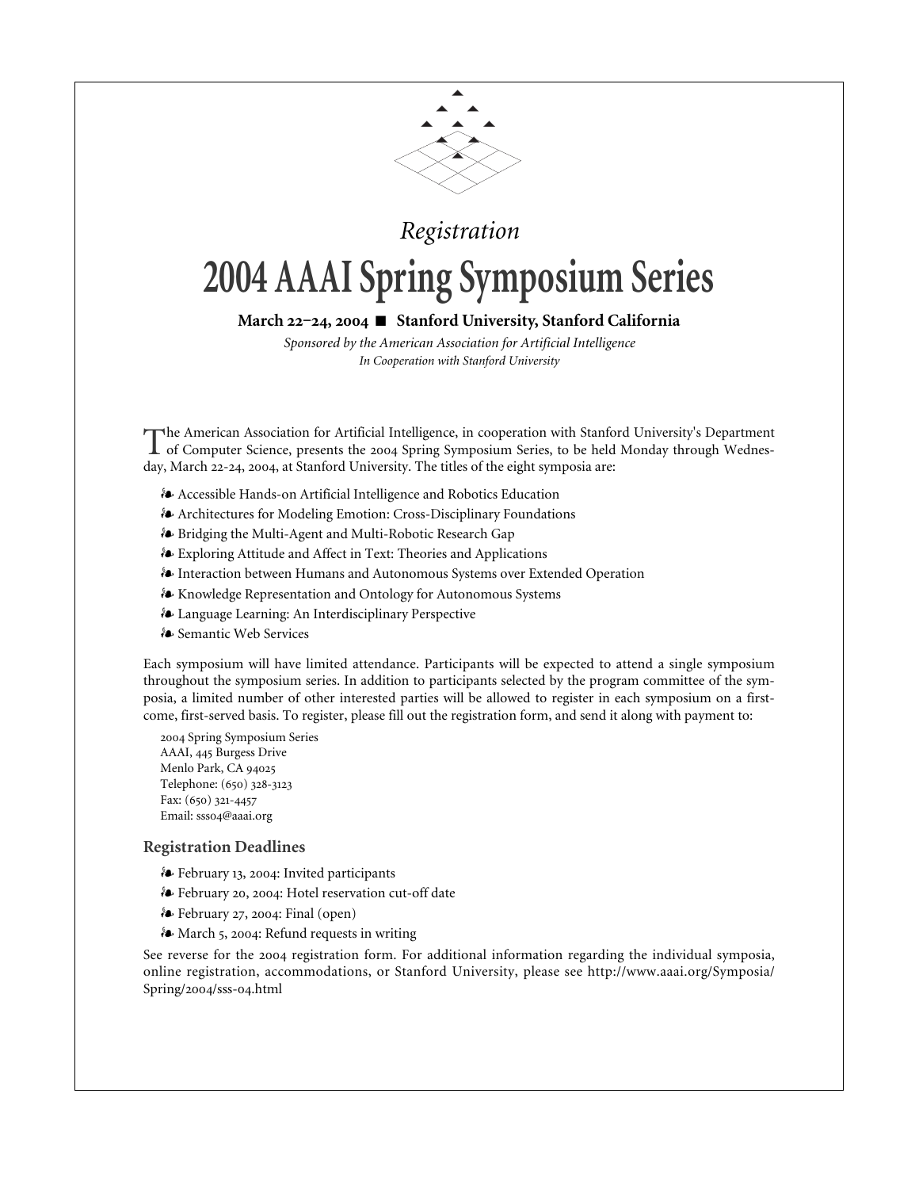*Registration*

# 2004 AAAI Spring Symposium Series

**March 22–24, 2004 ■ Stanford University, Stanford California**

*Sponsored by the American Association for Artificial Intelligence*
*In Cooperation with Stanford University*

The American Association for Artificial Intelligence, in cooperation with Stanford University's Department of Computer Science, presents the 2004 Spring Symposium Series, to be held Monday through Wednesday, March 22-24, 2004, at Stanford University. The titles of the eight symposia are:

- Accessible Hands-on Artificial Intelligence and Robotics Education
- Architectures for Modeling Emotion: Cross-Disciplinary Foundations
- Bridging the Multi-Agent and Multi-Robotic Research Gap
- Exploring Attitude and Affect in Text: Theories and Applications
- Interaction between Humans and Autonomous Systems over Extended Operation
- Knowledge Representation and Ontology for Autonomous Systems
- Language Learning: An Interdisciplinary Perspective
- Semantic Web Services

Each symposium will have limited attendance. Participants will be expected to attend a single symposium throughout the symposium series. In addition to participants selected by the program committee of the symposia, a limited number of other interested parties will be allowed to register in each symposium on a first-come, first-served basis. To register, please fill out the registration form, and send it along with payment to:

2004 Spring Symposium Series
AAAI, 445 Burgess Drive
Menlo Park, CA 94025
Telephone: (650) 328-3123
Fax: (650) 321-4457
Email: sss04@aaai.org

### Registration Deadlines

- February 13, 2004: Invited participants
- February 20, 2004: Hotel reservation cut-off date
- February 27, 2004: Final (open)
- March 5, 2004: Refund requests in writing

See reverse for the 2004 registration form. For additional information regarding the individual symposia, online registration, accommodations, or Stanford University, please see http://www.aaai.org/Symposia/Spring/2004/sss-04.html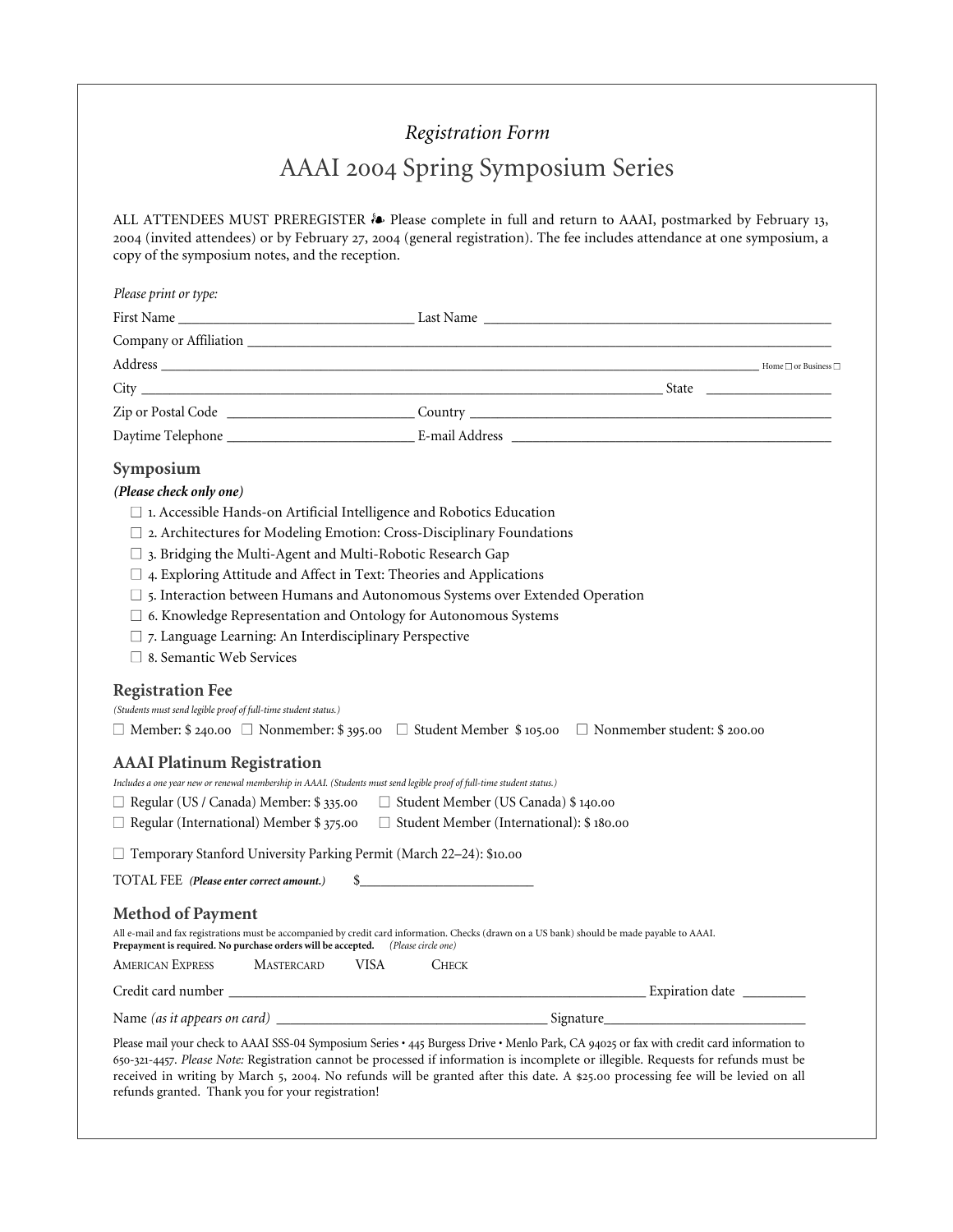*Registration Form*

# AAAI 2004 Spring Symposium Series

ALL ATTENDEES MUST PREREGISTER ❧ Please complete in full and return to AAAI, postmarked by February 13, 2004 (invited attendees) or by February 27, 2004 (general registration). The fee includes attendance at one symposium, a copy of the symposium notes, and the reception.

*Please print or type:*

First Name ______________________________ Last Name ______________________________________________

Company or Affiliation ______________________________________________________________________

Address ______________________________________________________________________ Home ☐ or Business ☐

City ______________________________________________________________ State ________________

Zip or Postal Code ________________________ Country ______________________________________________

Daytime Telephone ________________________ E-mail Address _________________________________________

## Symposium

***(Please check only one)***

- ☐ 1. Accessible Hands-on Artificial Intelligence and Robotics Education
- ☐ 2. Architectures for Modeling Emotion: Cross-Disciplinary Foundations
- ☐ 3. Bridging the Multi-Agent and Multi-Robotic Research Gap
- ☐ 4. Exploring Attitude and Affect in Text: Theories and Applications
- ☐ 5. Interaction between Humans and Autonomous Systems over Extended Operation
- ☐ 6. Knowledge Representation and Ontology for Autonomous Systems
- ☐ 7. Language Learning: An Interdisciplinary Perspective
- ☐ 8. Semantic Web Services

## Registration Fee

*(Students must send legible proof of full-time student status.)*

☐ Member: $ 240.00 ☐ Nonmember: $ 395.00 ☐ Student Member $ 105.00 ☐ Nonmember student: $ 200.00

## AAAI Platinum Registration

*Includes a one year new or renewal membership in AAAI. (Students must send legible proof of full-time student status.)*

☐ Regular (US / Canada) Member: $ 335.00 ☐ Student Member (US Canada) $ 140.00

☐ Regular (International) Member $ 375.00 ☐ Student Member (International): $ 180.00

☐ Temporary Stanford University Parking Permit (March 22–24): $10.00

TOTAL FEE ***(Please enter correct amount.)*** $________________________

## Method of Payment

All e-mail and fax registrations must be accompanied by credit card information. Checks (drawn on a US bank) should be made payable to AAAI.
**Prepayment is required. No purchase orders will be accepted.** *(Please circle one)*

AMERICAN EXPRESS MASTERCARD VISA CHECK

Credit card number ________________________________________________________ Expiration date ________

Name *(as it appears on card)* ______________________________________ Signature___________________________

Please mail your check to AAAI SSS-04 Symposium Series • 445 Burgess Drive • Menlo Park, CA 94025 or fax with credit card information to 650-321-4457. *Please Note:* Registration cannot be processed if information is incomplete or illegible. Requests for refunds must be received in writing by March 5, 2004. No refunds will be granted after this date. A $25.00 processing fee will be levied on all refunds granted. Thank you for your registration!